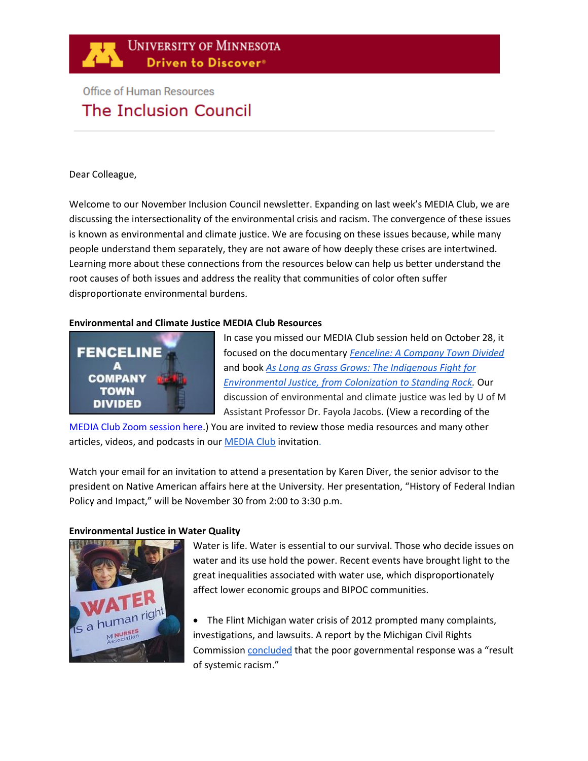University of Minnesota
Driven to Discover

Office of Human Resources

# The Inclusion Council

Dear Colleague,

Welcome to our November Inclusion Council newsletter. Expanding on last week's MEDIA Club, we are discussing the intersectionality of the environmental crisis and racism. The convergence of these issues is known as environmental and climate justice. We are focusing on these issues because, while many people understand them separately, they are not aware of how deeply these crises are intertwined. Learning more about these connections from the resources below can help us better understand the root causes of both issues and address the reality that communities of color often suffer disproportionate environmental burdens.

**Environmental and Climate Justice MEDIA Club Resources**

In case you missed our MEDIA Club session held on October 28, it focused on the documentary *Fenceline: A Company Town Divided* and book *As Long as Grass Grows: The Indigenous Fight for Environmental Justice, from Colonization to Standing Rock.* Our discussion of environmental and climate justice was led by U of M Assistant Professor Dr. Fayola Jacobs. (View a recording of the MEDIA Club Zoom session here.) You are invited to review those media resources and many other articles, videos, and podcasts in our MEDIA Club invitation.

Watch your email for an invitation to attend a presentation by Karen Diver, the senior advisor to the president on Native American affairs here at the University. Her presentation, "History of Federal Indian Policy and Impact," will be November 30 from 2:00 to 3:30 p.m.

**Environmental Justice in Water Quality**

Water is life. Water is essential to our survival. Those who decide issues on water and its use hold the power. Recent events have brought light to the great inequalities associated with water use, which disproportionately affect lower economic groups and BIPOC communities.

- The Flint Michigan water crisis of 2012 prompted many complaints, investigations, and lawsuits. A report by the Michigan Civil Rights Commission concluded that the poor governmental response was a "result of systemic racism."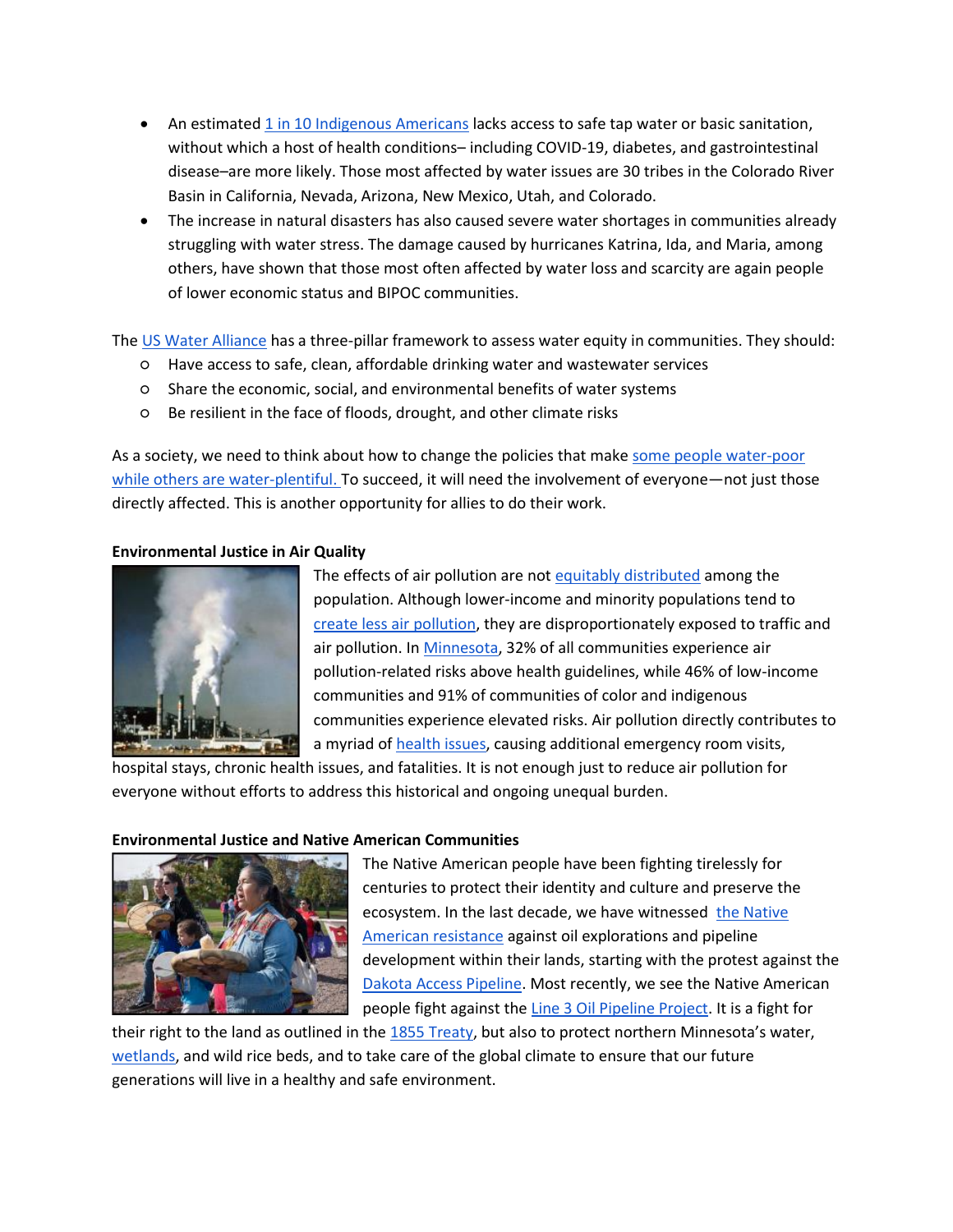- An estimated 1 in 10 Indigenous Americans lacks access to safe tap water or basic sanitation, without which a host of health conditions– including COVID-19, diabetes, and gastrointestinal disease–are more likely. Those most affected by water issues are 30 tribes in the Colorado River Basin in California, Nevada, Arizona, New Mexico, Utah, and Colorado.
- The increase in natural disasters has also caused severe water shortages in communities already struggling with water stress. The damage caused by hurricanes Katrina, Ida, and Maria, among others, have shown that those most often affected by water loss and scarcity are again people of lower economic status and BIPOC communities.

The US Water Alliance has a three-pillar framework to assess water equity in communities. They should:

- Have access to safe, clean, affordable drinking water and wastewater services
- Share the economic, social, and environmental benefits of water systems
- Be resilient in the face of floods, drought, and other climate risks

As a society, we need to think about how to change the policies that make some people water-poor while others are water-plentiful. To succeed, it will need the involvement of everyone—not just those directly affected. This is another opportunity for allies to do their work.

**Environmental Justice in Air Quality**

The effects of air pollution are not equitably distributed among the population. Although lower-income and minority populations tend to create less air pollution, they are disproportionately exposed to traffic and air pollution. In Minnesota, 32% of all communities experience air pollution-related risks above health guidelines, while 46% of low-income communities and 91% of communities of color and indigenous communities experience elevated risks. Air pollution directly contributes to a myriad of health issues, causing additional emergency room visits, hospital stays, chronic health issues, and fatalities. It is not enough just to reduce air pollution for everyone without efforts to address this historical and ongoing unequal burden.

**Environmental Justice and Native American Communities**

The Native American people have been fighting tirelessly for centuries to protect their identity and culture and preserve the ecosystem. In the last decade, we have witnessed the Native American resistance against oil explorations and pipeline development within their lands, starting with the protest against the Dakota Access Pipeline. Most recently, we see the Native American people fight against the Line 3 Oil Pipeline Project. It is a fight for their right to the land as outlined in the 1855 Treaty, but also to protect northern Minnesota's water, wetlands, and wild rice beds, and to take care of the global climate to ensure that our future generations will live in a healthy and safe environment.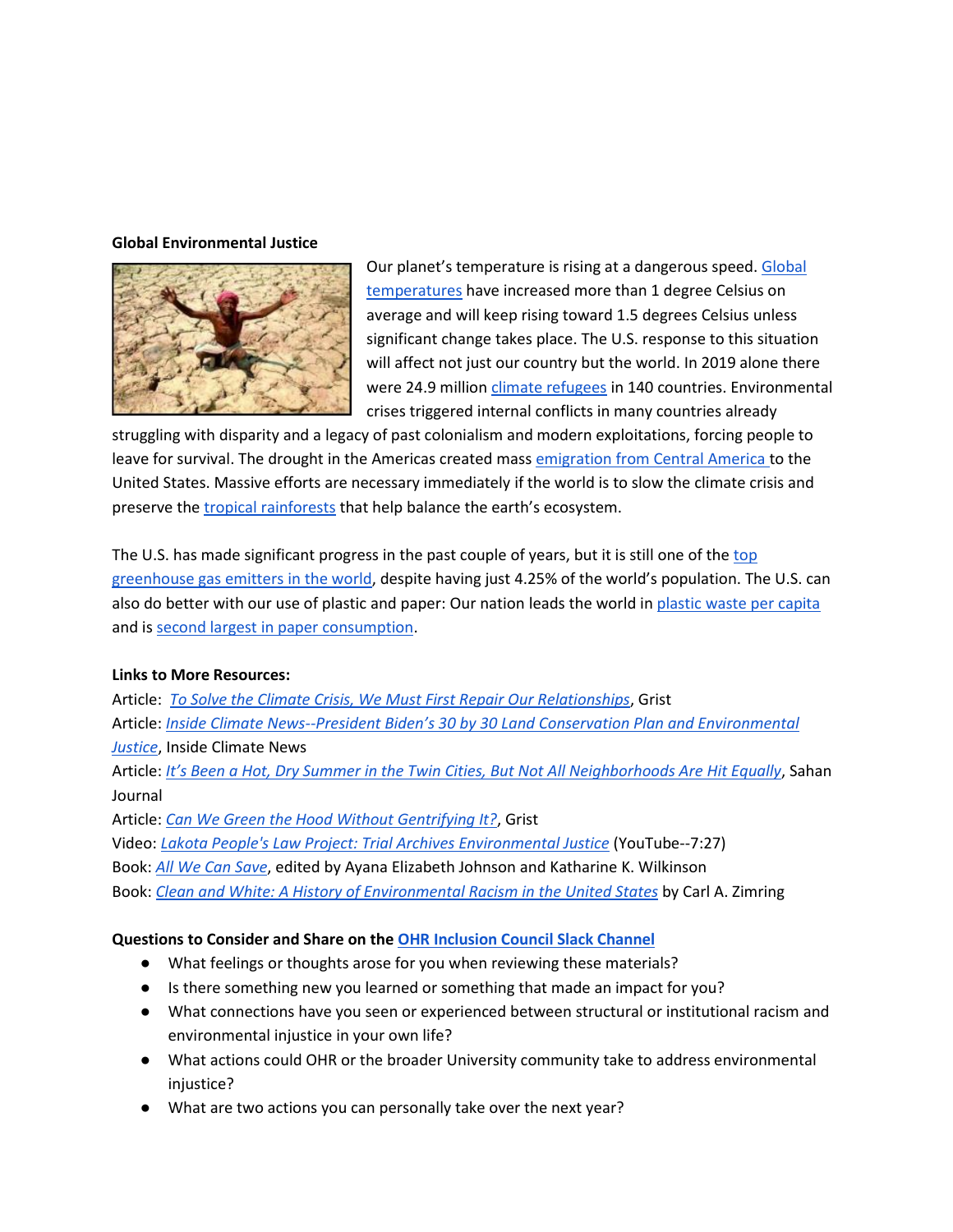**Global Environmental Justice**

Our planet's temperature is rising at a dangerous speed. Global temperatures have increased more than 1 degree Celsius on average and will keep rising toward 1.5 degrees Celsius unless significant change takes place. The U.S. response to this situation will affect not just our country but the world. In 2019 alone there were 24.9 million climate refugees in 140 countries. Environmental crises triggered internal conflicts in many countries already struggling with disparity and a legacy of past colonialism and modern exploitations, forcing people to leave for survival. The drought in the Americas created mass emigration from Central America to the United States. Massive efforts are necessary immediately if the world is to slow the climate crisis and preserve the tropical rainforests that help balance the earth's ecosystem.

The U.S. has made significant progress in the past couple of years, but it is still one of the top greenhouse gas emitters in the world, despite having just 4.25% of the world's population. The U.S. can also do better with our use of plastic and paper: Our nation leads the world in plastic waste per capita and is second largest in paper consumption.

**Links to More Resources:**

Article: *To Solve the Climate Crisis, We Must First Repair Our Relationships*, Grist
Article: *Inside Climate News--President Biden's 30 by 30 Land Conservation Plan and Environmental Justice*, Inside Climate News
Article: *It's Been a Hot, Dry Summer in the Twin Cities, But Not All Neighborhoods Are Hit Equally*, Sahan Journal
Article: *Can We Green the Hood Without Gentrifying It?*, Grist
Video: *Lakota People's Law Project: Trial Archives Environmental Justice* (YouTube--7:27)
Book: *All We Can Save*, edited by Ayana Elizabeth Johnson and Katharine K. Wilkinson
Book: *Clean and White: A History of Environmental Racism in the United States* by Carl A. Zimring

**Questions to Consider and Share on the OHR Inclusion Council Slack Channel**

- What feelings or thoughts arose for you when reviewing these materials?
- Is there something new you learned or something that made an impact for you?
- What connections have you seen or experienced between structural or institutional racism and environmental injustice in your own life?
- What actions could OHR or the broader University community take to address environmental injustice?
- What are two actions you can personally take over the next year?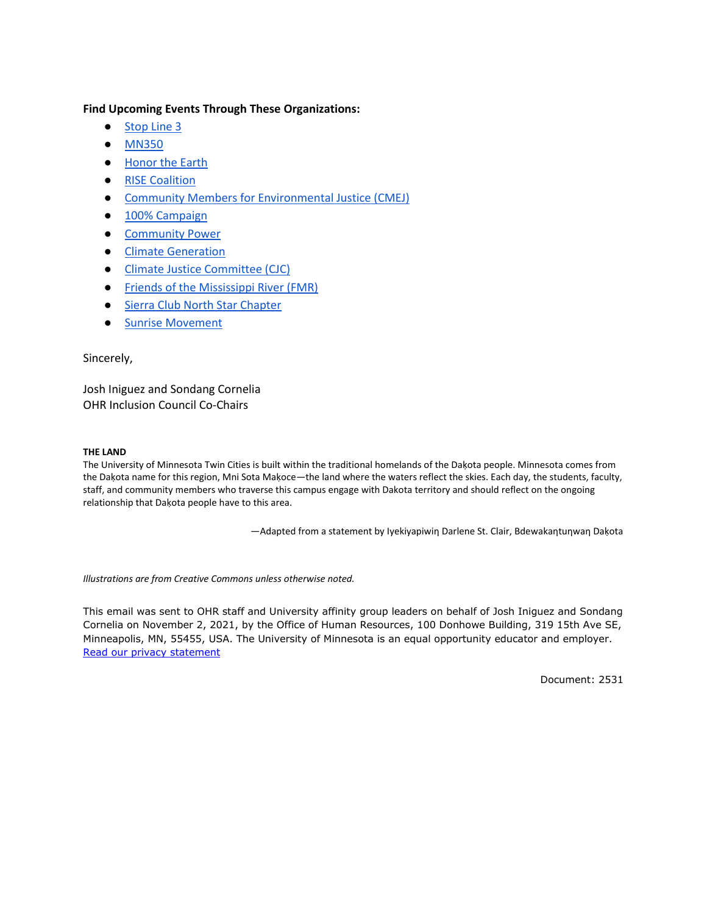**Find Upcoming Events Through These Organizations:**

- Stop Line 3
- MN350
- Honor the Earth
- RISE Coalition
- Community Members for Environmental Justice (CMEJ)
- 100% Campaign
- Community Power
- Climate Generation
- Climate Justice Committee (CJC)
- Friends of the Mississippi River (FMR)
- Sierra Club North Star Chapter
- Sunrise Movement

Sincerely,

Josh Iniguez and Sondang Cornelia
OHR Inclusion Council Co-Chairs

**THE LAND**

The University of Minnesota Twin Cities is built within the traditional homelands of the Daḳota people. Minnesota comes from the Daḳota name for this region, Mni Sota Maḳoce—the land where the waters reflect the skies. Each day, the students, faculty, staff, and community members who traverse this campus engage with Dakota territory and should reflect on the ongoing relationship that Daḳota people have to this area.

—Adapted from a statement by Iyekiyapiwiŋ Darlene St. Clair, Bdewakaŋtuŋwaŋ Daḳota

*Illustrations are from Creative Commons unless otherwise noted.*

This email was sent to OHR staff and University affinity group leaders on behalf of Josh Iniguez and Sondang Cornelia on November 2, 2021, by the Office of Human Resources, 100 Donhowe Building, 319 15th Ave SE, Minneapolis, MN, 55455, USA. The University of Minnesota is an equal opportunity educator and employer.
Read our privacy statement

Document: 2531